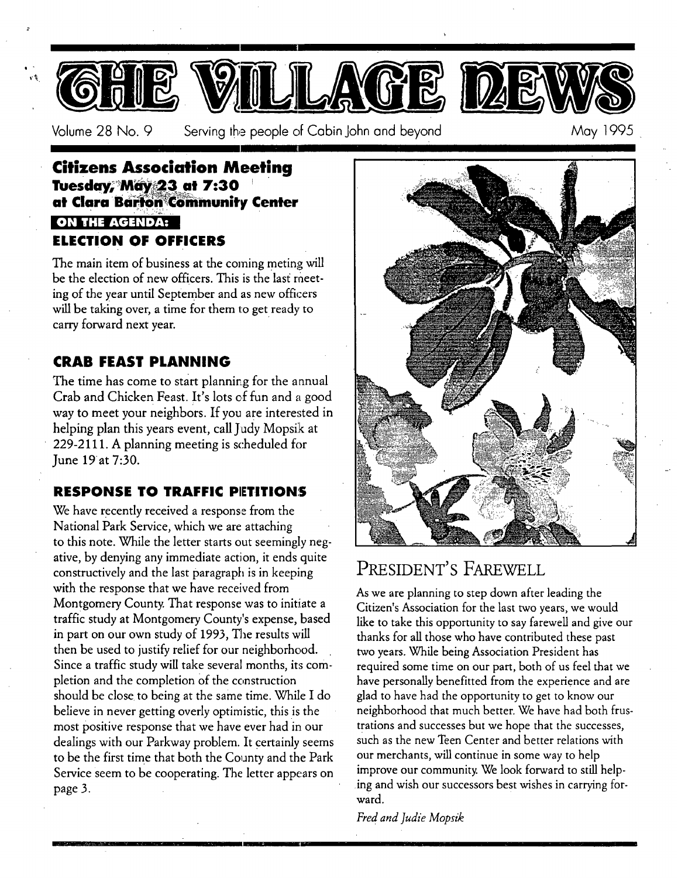# THE VILLAGE NEWS

Volume 28 No. 9 Serving the people of Cabin John and beyond May 1995

## Citizens Association Meeting
### Tuesday, May 23 at 7:30 at Clara Barton Community Center

**ON THE AGENDA:**

### ELECTION OF OFFICERS

The main item of business at the coming meting will be the election of new officers. This is the last meeting of the year until September and as new officers will be taking over, a time for them to get ready to carry forward next year.

### CRAB FEAST PLANNING

The time has come to start planning for the annual Crab and Chicken Feast. It's lots of fun and a good way to meet your neighbors. If you are interested in helping plan this years event, call Judy Mopsik at 229-2111. A planning meeting is scheduled for June 19 at 7:30.

### RESPONSE TO TRAFFIC PETITIONS

We have recently received a response from the National Park Service, which we are attaching to this note. While the letter starts out seemingly negative, by denying any immediate action, it ends quite constructively and the last paragraph is in keeping with the response that we have received from Montgomery County. That response was to initiate a traffic study at Montgomery County's expense, based in part on our own study of 1993, The results will then be used to justify relief for our neighborhood. Since a traffic study will take several months, its completion and the completion of the construction should be close to being at the same time. While I do believe in never getting overly optimistic, this is the most positive response that we have ever had in our dealings with our Parkway problem. It certainly seems to be the first time that both the County and the Park Service seem to be cooperating. The letter appears on page 3.

## PRESIDENT'S FAREWELL

As we are planning to step down after leading the Citizen's Association for the last two years, we would like to take this opportunity to say farewell and give our thanks for all those who have contributed these past two years. While being Association President has required some time on our part, both of us feel that we have personally benefitted from the experience and are glad to have had the opportunity to get to know our neighborhood that much better. We have had both frustrations and successes but we hope that the successes, such as the new Teen Center and better relations with our merchants, will continue in some way to help improve our community. We look forward to still helping and wish our successors best wishes in carrying forward.

*Fred and Judie Mopsik*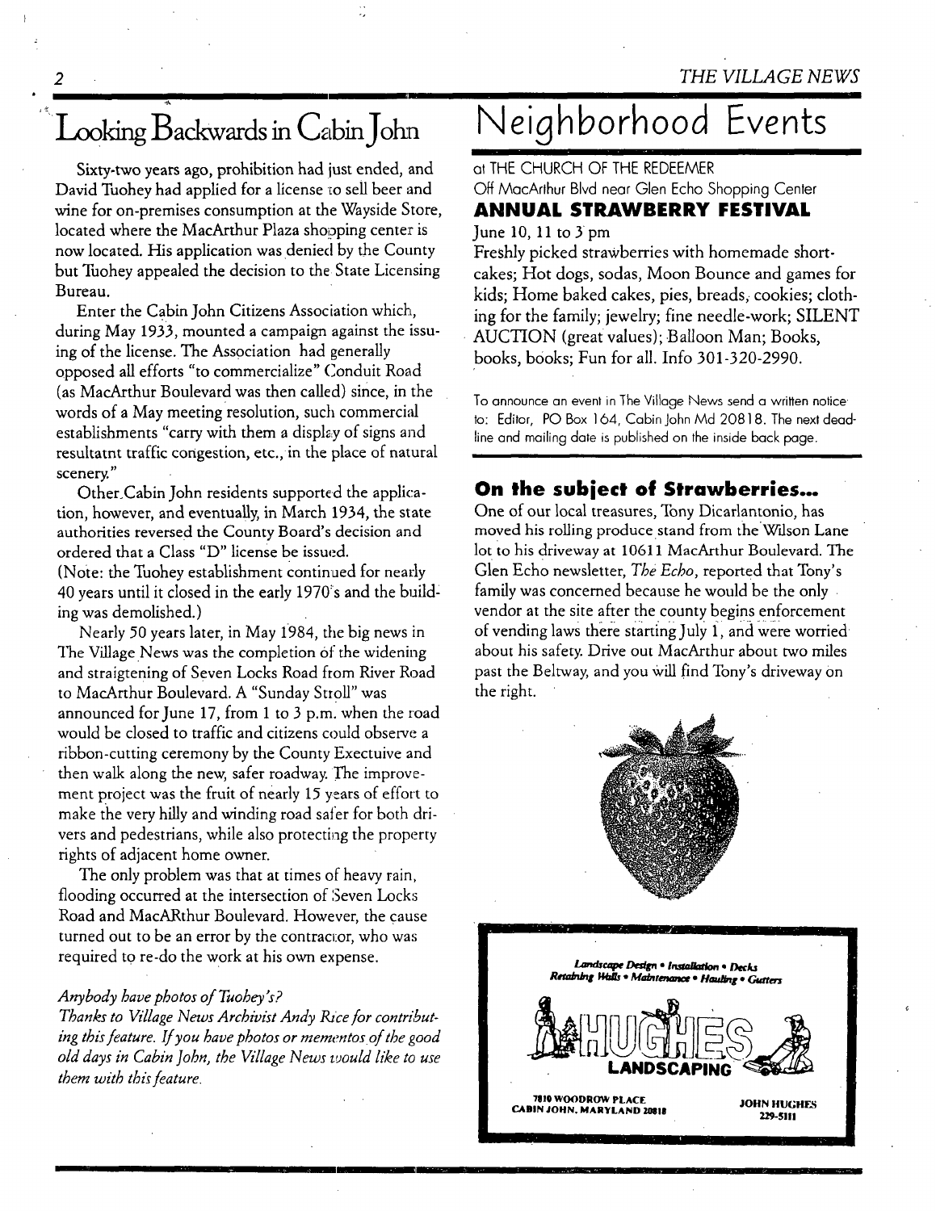# Looking Backwards in Cabin John

Sixty-two years ago, prohibition had just ended, and David Tuohey had applied for a license to sell beer and wine for on-premises consumption at the Wayside Store, located where the MacArthur Plaza shopping center is now located. His application was denied by the County but Tuohey appealed the decision to the State Licensing Bureau.

Enter the Cabin John Citizens Association which, during May 1933, mounted a campaign against the issuing of the license. The Association had generally opposed all efforts "to commercialize" Conduit Road (as MacArthur Boulevard was then called) since, in the words of a May meeting resolution, such commercial establishments "carry with them a display of signs and resultatnt traffic congestion, etc., in the place of natural scenery."

Other Cabin John residents supported the application, however, and eventually, in March 1934, the state authorities reversed the County Board's decision and ordered that a Class "D" license be issued. (Note: the Tuohey establishment continued for nearly 40 years until it closed in the early 1970's and the building was demolished.)

Nearly 50 years later, in May 1984, the big news in The Village News was the completion of the widening and straigtening of Seven Locks Road from River Road to MacArthur Boulevard. A "Sunday Stroll" was announced for June 17, from 1 to 3 p.m. when the road would be closed to traffic and citizens could observe a ribbon-cutting ceremony by the County Exectuive and then walk along the new, safer roadway. The improvement project was the fruit of nearly 15 years of effort to make the very hilly and winding road safer for both drivers and pedestrians, while also protecting the property rights of adjacent home owner.

The only problem was that at times of heavy rain, flooding occurred at the intersection of Seven Locks Road and MacARthur Boulevard. However, the cause turned out to be an error by the contractor, who was required to re-do the work at his own expense.

*Anybody have photos of Tuohey's?*

*Thanks to Village News Archivist Andy Rice for contributing this feature. If you have photos or mementos of the good old days in Cabin John, the Village News would like to use them with this feature.*

# Neighborhood Events

at THE CHURCH OF THE REDEEMER
Off MacArthur Blvd near Glen Echo Shopping Center

**ANNUAL STRAWBERRY FESTIVAL**

June 10, 11 to 3 pm

Freshly picked strawberries with homemade shortcakes; Hot dogs, sodas, Moon Bounce and games for kids; Home baked cakes, pies, breads, cookies; clothing for the family; jewelry; fine needle-work; SILENT AUCTION (great values); Balloon Man; Books, books, books; Fun for all. Info 301-320-2990.

To announce an event in The Village News send a written notice to: Editor, PO Box 164, Cabin John Md 20818. The next deadline and mailing date is published on the inside back page.

## On the subject of Strawberries...

One of our local treasures, Tony Dicarlantonio, has moved his rolling produce stand from the Wilson Lane lot to his driveway at 10611 MacArthur Boulevard. The Glen Echo newsletter, *The Echo*, reported that Tony's family was concerned because he would be the only vendor at the site after the county begins enforcement of vending laws there starting July 1, and were worried about his safety. Drive out MacArthur about two miles past the Beltway, and you will find Tony's driveway on the right.

Landscape Design • Installation • Decks
Retaining Walls • Maintenance • Hauling • Gutters

HUGHES LANDSCAPING

7810 WOODROW PLACE
CABIN JOHN, MARYLAND 20818

JOHN HUGHES
229-5111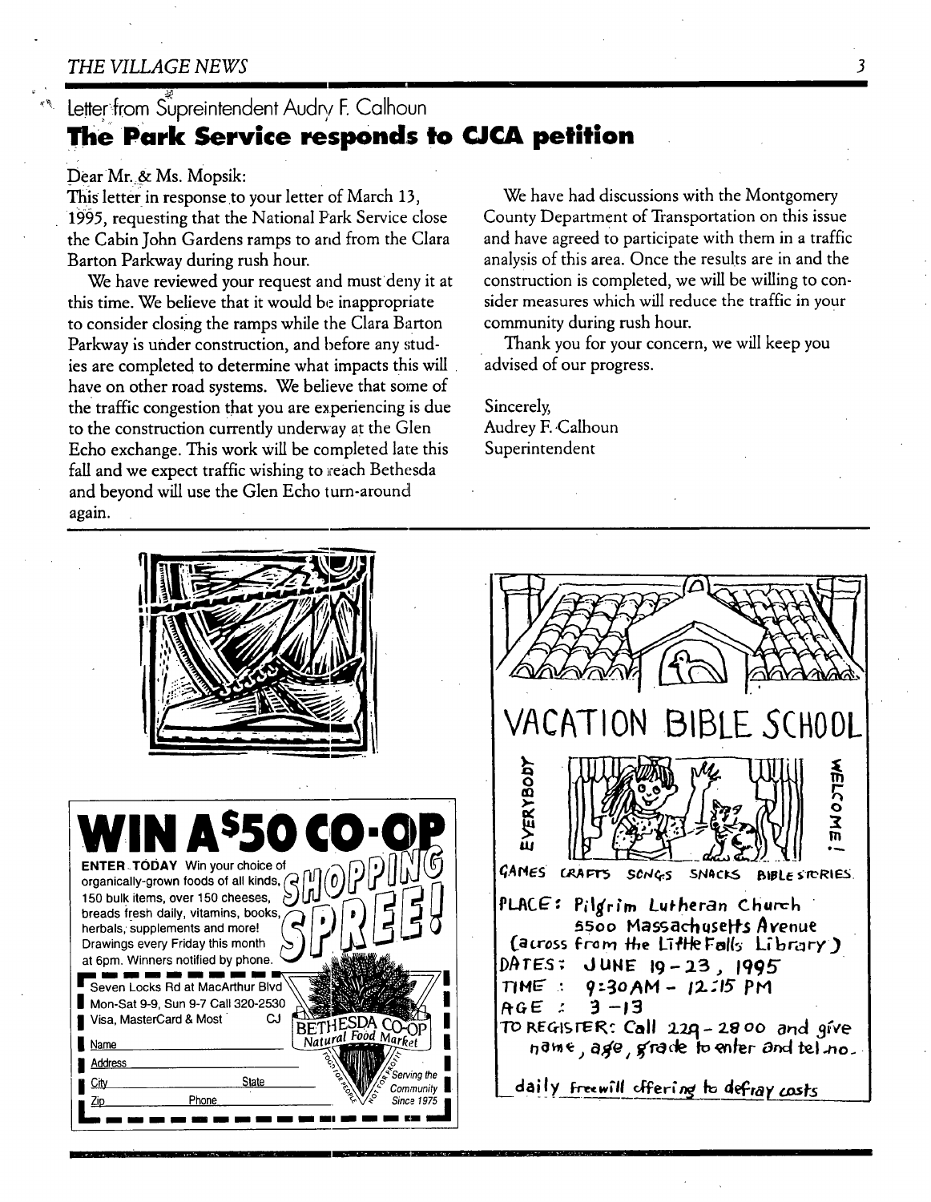Letter from Supreintendent Audry F. Calhoun

## The Park Service responds to CJCA petition

Dear Mr. & Ms. Mopsik:

This letter in response to your letter of March 13, 1995, requesting that the National Park Service close the Cabin John Gardens ramps to and from the Clara Barton Parkway during rush hour.

We have reviewed your request and must deny it at this time. We believe that it would be inappropriate to consider closing the ramps while the Clara Barton Parkway is under construction, and before any studies are completed to determine what impacts this will have on other road systems. We believe that some of the traffic congestion that you are experiencing is due to the construction currently underway at the Glen Echo exchange. This work will be completed late this fall and we expect traffic wishing to reach Bethesda and beyond will use the Glen Echo turn-around again.

We have had discussions with the Montgomery County Department of Transportation on this issue and have agreed to participate with them in a traffic analysis of this area. Once the results are in and the construction is completed, we will be willing to consider measures which will reduce the traffic in your community during rush hour.

Thank you for your concern, we will keep you advised of our progress.

Sincerely,
Audrey F. Calhoun
Superintendent

---

# WIN A $50 CO-OP SHOPPING SPREE!

**ENTER TODAY** Win your choice of organically-grown foods of all kinds, 150 bulk items, over 150 cheeses, breads fresh daily, vitamins, books, herbals, supplements and more! Drawings every Friday this month at 6pm. Winners notified by phone.

Seven Locks Rd at MacArthur Blvd
Mon-Sat 9-9, Sun 9-7 Call 320-2530
Visa, MasterCard & Most CJ

BETHESDA CO-OP Natural Food Market
Not for profit — For people
Serving the Community Since 1975

Name
Address
City State
Zip Phone

---

# VACATION BIBLE SCHOOL

EVERYBODY WELCOME!

GAMES CRAFTS SONGS SNACKS BIBLE STORIES

PLACE: Pilgrim Lutheran Church
5500 Massachusetts Avenue
(across from the Little Falls Library)

DATES: JUNE 19 - 23, 1995

TIME: 9:30 AM - 12:15 PM

AGE: 3 - 13

TO REGISTER: Call 229-2800 and give name, age, grade to enter and tel. no.

daily freewill offering to defray costs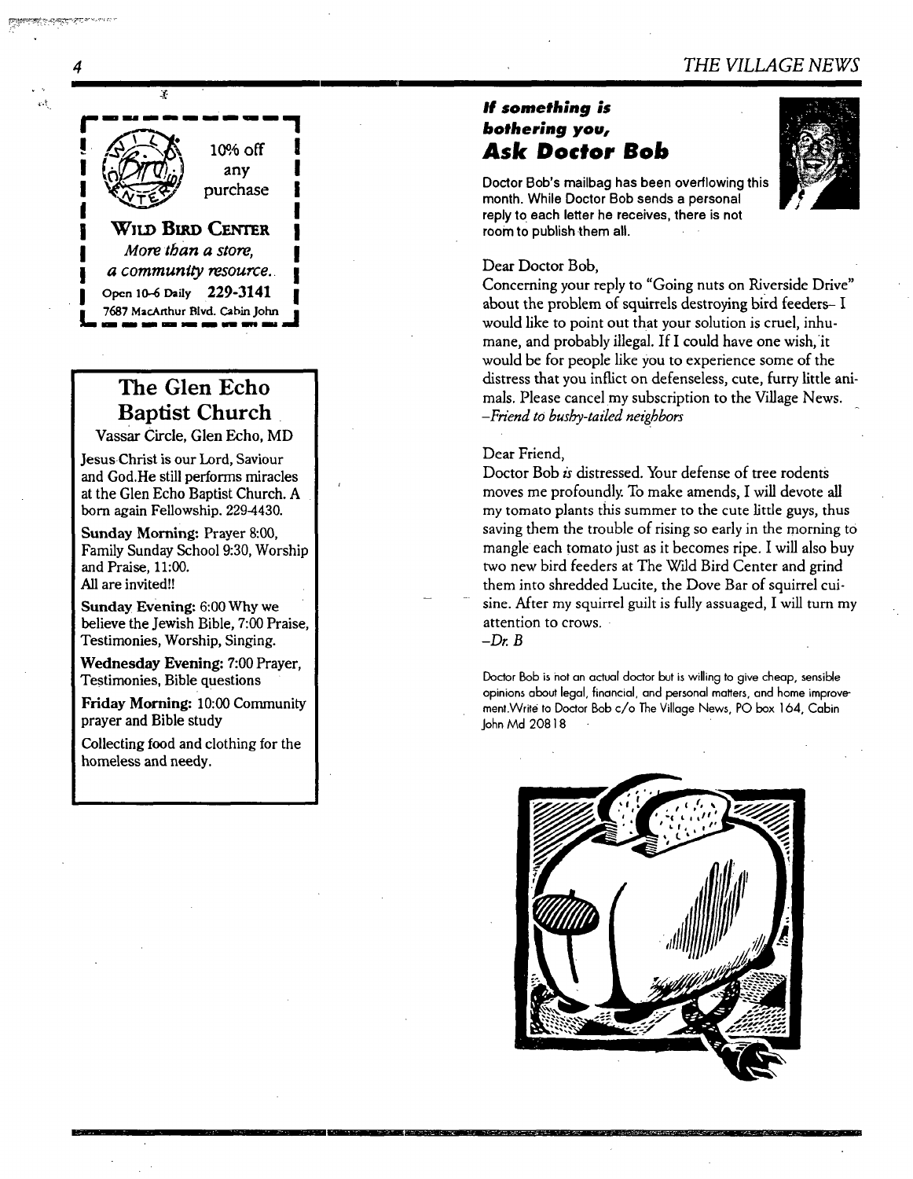**Wild Bird Center**

10% off any purchase

*More than a store, a community resource.*

Open 10–6 Daily 229-3141

7687 MacArthur Blvd. Cabin John

## The Glen Echo Baptist Church

Vassar Circle, Glen Echo, MD

Jesus Christ is our Lord, Saviour and God.He still performs miracles at the Glen Echo Baptist Church. A born again Fellowship. 229-4430.

**Sunday Morning:** Prayer 8:00, Family Sunday School 9:30, Worship and Praise, 11:00.
All are invited!!

**Sunday Evening:** 6:00 Why we believe the Jewish Bible, 7:00 Praise, Testimonies, Worship, Singing.

**Wednesday Evening:** 7:00 Prayer, Testimonies, Bible questions

**Friday Morning:** 10:00 Community prayer and Bible study

Collecting food and clothing for the homeless and needy.

## *If something is bothering you,* Ask Doctor Bob

Doctor Bob's mailbag has been overflowing this month. While Doctor Bob sends a personal reply to each letter he receives, there is not room to publish them all.

Dear Doctor Bob,

Concerning your reply to "Going nuts on Riverside Drive" about the problem of squirrels destroying bird feeders– I would like to point out that your solution is cruel, inhumane, and probably illegal. If I could have one wish, it would be for people like you to experience some of the distress that you inflict on defenseless, cute, furry little animals. Please cancel my subscription to the Village News.
*–Friend to bushy-tailed neighbors*

Dear Friend,

Doctor Bob *is* distressed. Your defense of tree rodents moves me profoundly. To make amends, I will devote all my tomato plants this summer to the cute little guys, thus saving them the trouble of rising so early in the morning to mangle each tomato just as it becomes ripe. I will also buy two new bird feeders at The Wild Bird Center and grind them into shredded Lucite, the Dove Bar of squirrel cuisine. After my squirrel guilt is fully assuaged, I will turn my attention to crows.
*–Dr. B*

Doctor Bob is not an actual doctor but is willing to give cheap, sensible opinions about legal, financial, and personal matters, and home improvement.Write to Doctor Bob c/o The Village News, PO box 164, Cabin John Md 20818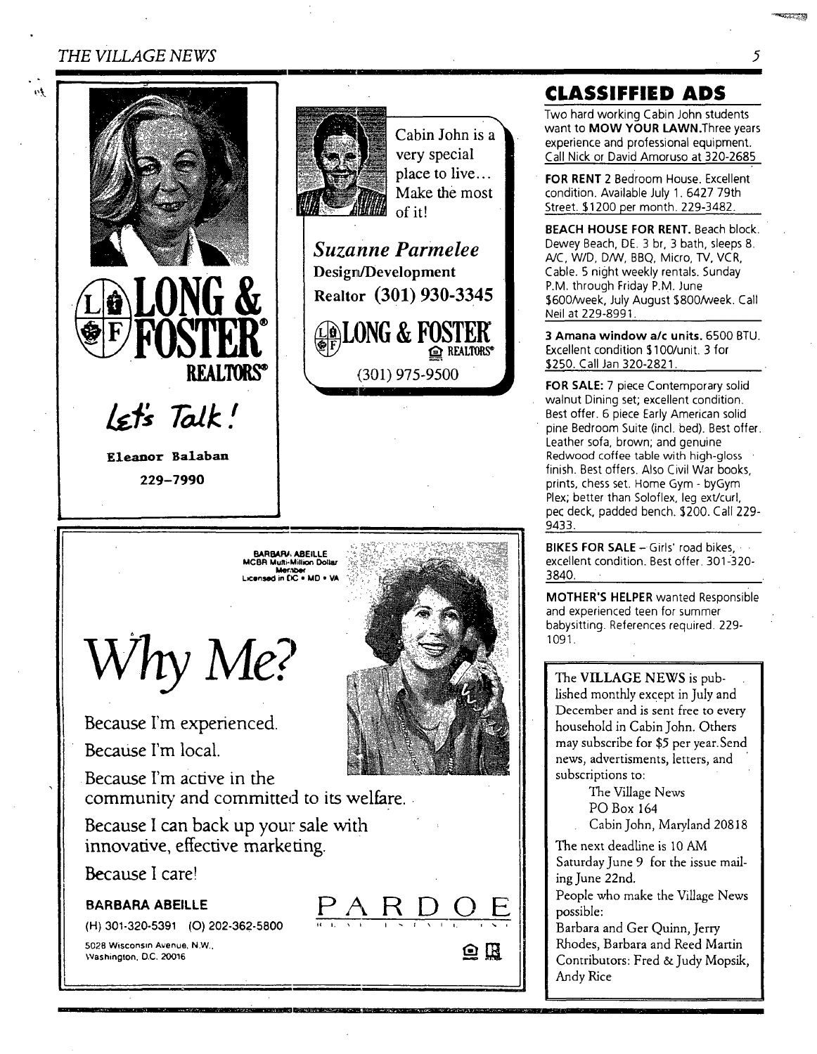**LONG & FOSTER**
**REALTORS®**

*Let's Talk!*

**Eleanor Balaban**

**229–7990**

Cabin John is a very special place to live... Make the most of it!

***Suzanne Parmelee***

**Design/Development**

**Realtor (301) 930-3345**

**LONG & FOSTER REALTORS®**

(301) 975-9500

BARBARA ABEILLE
MCBR Multi-Million Dollar Member
Licensed in DC • MD • VA

# Why Me?

Because I'm experienced.

Because I'm local.

Because I'm active in the community and committed to its welfare.

Because I can back up your sale with innovative, effective marketing.

Because I care!

**BARBARA ABEILLE**

(H) 301-320-5391 (O) 202-362-5800

5028 Wisconsin Avenue, N.W., Washington, D.C. 20016

PARDOE

## CLASSIFFIED ADS

Two hard working Cabin John students want to **MOW YOUR LAWN.** Three years experience and professional equipment. Call Nick or David Amoruso at 320-2685

**FOR RENT** 2 Bedroom House. Excellent condition. Available July 1. 6427 79th Street. $1200 per month. 229-3482.

**BEACH HOUSE FOR RENT.** Beach block. Dewey Beach, DE. 3 br, 3 bath, sleeps 8. A/C, W/D, D/W, BBQ, Micro, TV, VCR, Cable. 5 night weekly rentals. Sunday P.M. through Friday P.M. June $600/week, July August $800/week. Call Neil at 229-8991.

**3 Amana window a/c units.** 6500 BTU. Excellent condition $100/unit. 3 for $250. Call Jan 320-2821.

**FOR SALE:** 7 piece Contemporary solid walnut Dining set; excellent condition. Best offer. 6 piece Early American solid pine Bedroom Suite (incl. bed). Best offer. Leather sofa, brown; and genuine Redwood coffee table with high-gloss finish. Best offers. Also Civil War books, prints, chess set. Home Gym - byGym Plex; better than Soloflex, leg ext/curl, pec deck, padded bench. $200. Call 229-9433.

**BIKES FOR SALE** – Girls' road bikes, excellent condition. Best offer. 301-320-3840.

**MOTHER'S HELPER** wanted Responsible and experienced teen for summer babysitting. References required. 229-1091.

The **VILLAGE NEWS** is published monthly except in July and December and is sent free to every household in Cabin John. Others may subscribe for $5 per year. Send news, advertisments, letters, and subscriptions to:

The Village News
PO Box 164
Cabin John, Maryland 20818

The next deadline is 10 AM Saturday June 9 for the issue mailing June 22nd.

People who make the Village News possible:
Barbara and Ger Quinn, Jerry Rhodes, Barbara and Reed Martin
Contributors: Fred & Judy Mopsik, Andy Rice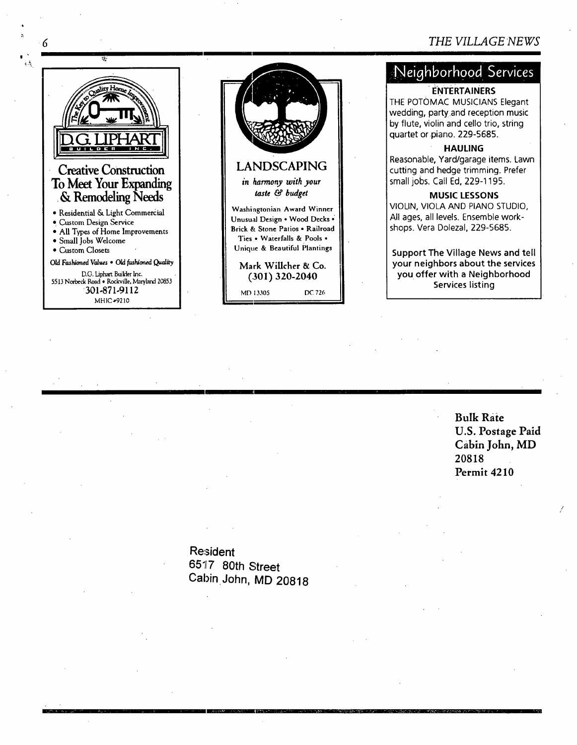The Key to Quality Home Improvement

**D.G. LIPHART**

BUILDER INC.

## Creative Construction To Meet Your Expanding & Remodeling Needs

- Residential & Light Commercial
- Custom Design Service
- All Types of Home Improvements
- Small Jobs Welcome
- Custom Closets

*Old Fashioned Values • Old fashioned Quality*

D.G. Liphart Builder Inc.
5513 Norbeck Road • Rockville, Maryland 20853
301-871-9112
MHIC#9210

## LANDSCAPING

*in harmony with your taste & budget*

Washingtonian Award Winner
Unusual Design • Wood Decks •
Brick & Stone Patios • Railroad Ties • Waterfalls & Pools •
Unique & Beautiful Plantings

Mark Willcher & Co.
(301) 320-2040

MD 13305 DC 726

## Neighborhood Services

### ENTERTAINERS

THE POTOMAC MUSICIANS Elegant wedding, party and reception music by flute, violin and cello trio, string quartet or piano. 229-5685.

### HAULING

Reasonable, Yard/garage items. Lawn cutting and hedge trimming. Prefer small jobs. Call Ed, 229-1195.

### MUSIC LESSONS

VIOLIN, VIOLA AND PIANO STUDIO, All ages, all levels. Ensemble workshops. Vera Dolezal, 229-5685.

**Support The Village News and tell your neighbors about the services you offer with a Neighborhood Services listing**

**Bulk Rate**
**U.S. Postage Paid**
**Cabin John, MD**
**20818**
**Permit 4210**

Resident
6517 80th Street
Cabin John, MD 20818